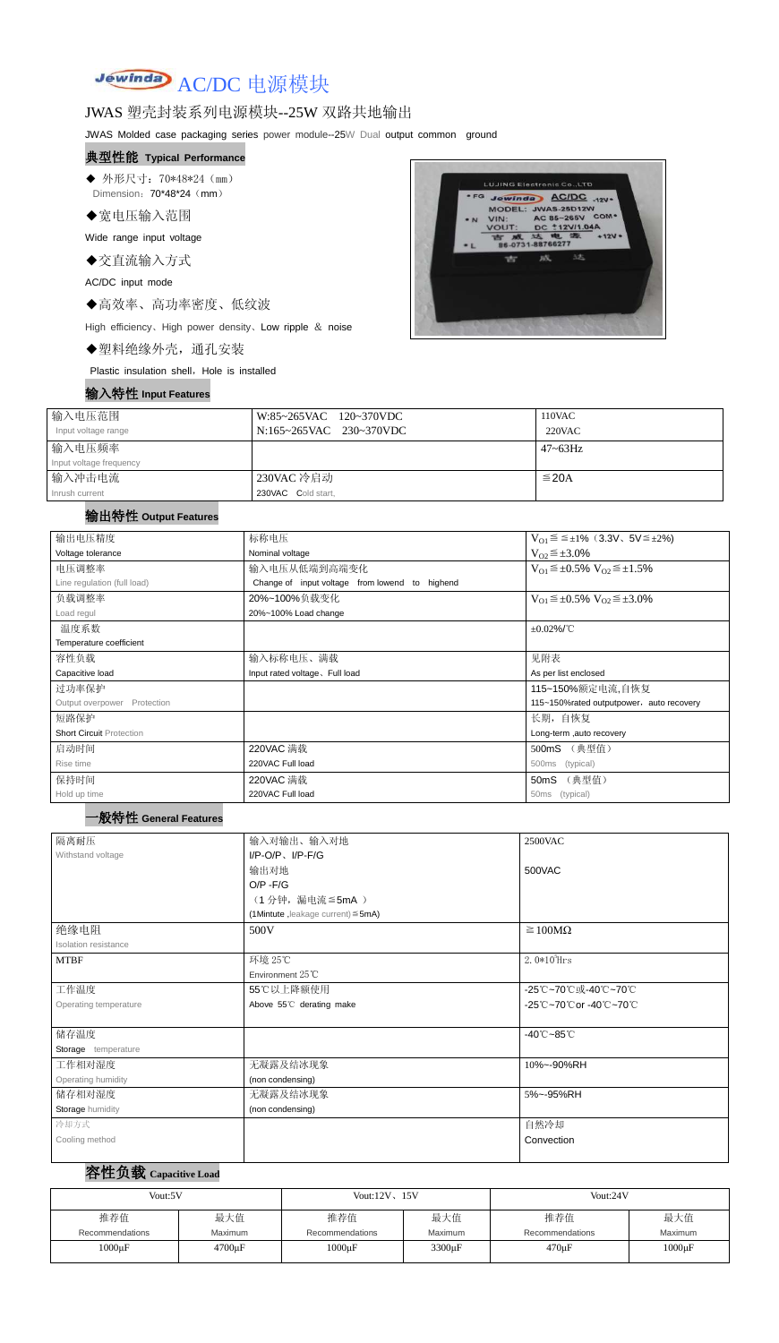# Jewinda AC/DC 电源模块

## JWAS 塑壳封装系列电源模块--25W 双路共地输出

JWAS Molded case packaging series power module--25W Dual output common ground

### 典型性能 Typical Performance

- ◆ 外形尺寸：70*48*24（mm）
  Dimension：70*48*24（mm）
- ◆宽电压输入范围
  Wide range input voltage
- ◆交直流输入方式
  AC/DC input mode
- ◆高效率、高功率密度、低纹波
  High efficiency、High power density、Low ripple ＆ noise
- ◆塑料绝缘外壳，通孔安装
  Plastic insulation shell，Hole is installed

### 输入特性 Input Features

| 输入电压范围 Input voltage range | W:85~265VAC 120~370VDC<br>N:165~265VAC 230~370VDC | 110VAC<br>220VAC |
|---|---|---|
| 输入电压频率 Input voltage frequency | | 47~63Hz |
| 输入冲击电流 Inrush current | 230VAC 冷启动<br>230VAC Cold start, | ≦20A |

### 输出特性 Output Features

| 输出电压精度 Voltage tolerance | 标称电压 Nominal voltage | $V_{O1}$≦≦±1%（3.3V、5V≦±2%）<br>$V_{O2}$≦±3.0% |
|---|---|---|
| 电压调整率 Line regulation (full load) | 输入电压从低端到高端变化<br>Change of input voltage from lowend to highend | $V_{O1}$≦±0.5% $V_{O2}$≦±1.5% |
| 负载调整率 Load regul | 20%~100%负载变化<br>20%~100% Load change | $V_{O1}$≦±0.5% $V_{O2}$≦±3.0% |
| 温度系数 Temperature coefficient | | ±0.02%/℃ |
| 容性负载 Capacitive load | 输入标称电压、满载<br>Input rated voltage、Full load | 见附表<br>As per list enclosed |
| 过功率保护 Output overpower Protection | | 115~150%额定电流,自恢复<br>115~150%rated outputpower，auto recovery |
| 短路保护 Short Circuit Protection | | 长期，自恢复<br>Long-term ,auto recovery |
| 启动时间 Rise time | 220VAC 满载<br>220VAC Full load | 500mS （典型值）<br>500ms (typical) |
| 保持时间 Hold up time | 220VAC 满载<br>220VAC Full load | 50mS （典型值）<br>50ms (typical) |

### 一般特性 General Features

| 隔离耐压 Withstand voltage | 输入对输出、输入对地<br>I/P-O/P、I/P-F/G | 2500VAC |
|---|---|---|
| | 输出对地<br>O/P -F/G | 500VAC |
| | （1 分钟，漏电流≦5mA ）<br>(1Mintute ,leakage current)≦5mA) | |
| 绝缘电阻 Isolation resistance | 500V | ≧100MΩ |
| MTBF | 环境 25℃<br>Environment 25℃ | $2.0*10^5$Hrs |
| 工作温度 Operating temperature | 55℃以上降额使用<br>Above 55℃ derating make | -25℃~70℃或-40℃~70℃<br>-25℃~70℃or -40℃~70℃ |
| 储存温度 Storage temperature | | -40℃~85℃ |
| 工作相对湿度 Operating humidity | 无凝露及结冰现象<br>(non condensing) | 10%~-90%RH |
| 储存相对湿度 Storage humidity | 无凝露及结冰现象<br>(non condensing) | 5%~-95%RH |
| 冷却方式 Cooling method | | 自然冷却<br>Convection |

### 容性负载 Capacitive Load

| Vout:5V | | Vout:12V、15V | | Vout:24V | |
|---|---|---|---|---|---|
| 推荐值 Recommendations | 最大值 Maximum | 推荐值 Recommendations | 最大值 Maximum | 推荐值 Recommendations | 最大值 Maximum |
| 1000μF | 4700μF | 1000μF | 3300μF | 470μF | 1000μF |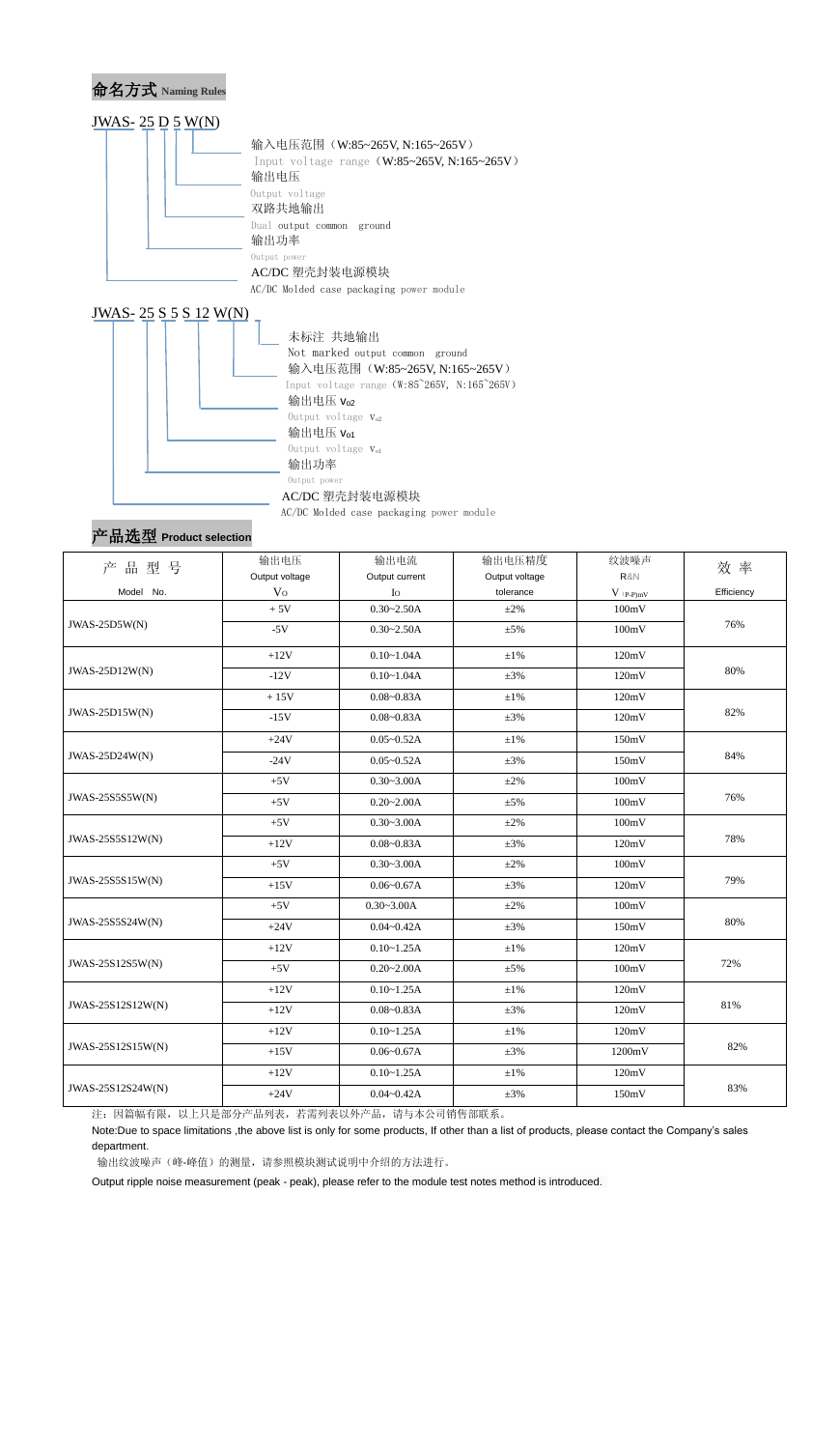## 命名方式 Naming Rules

JWAS- 25 D 5 W(N)

- 输入电压范围（W:85~265V, N:165~265V）
  Input voltage range（W:85~265V, N:165~265V）
- 输出电压
  Output voltage
- 双路共地输出
  Dual output common ground
- 输出功率
  Output power
- AC/DC 塑壳封装电源模块
  AC/DC Molded case packaging power module

JWAS- 25 S 5 S 12 W(N)

- 未标注 共地输出
  Not marked output common ground
- 输入电压范围（W:85~265V, N:165~265V）
  Input voltage range（W:85~265V, N:165~265V）
- 输出电压 $V_{o2}$
  Output voltage $V_{o2}$
- 输出电压 $V_{o1}$
  Output voltage $V_{o1}$
- 输出功率
  Output power
- AC/DC 塑壳封装电源模块
  AC/DC Molded case packaging power module

## 产品选型 Product selection

| 产 品 型 号<br>Model No. | 输出电压<br>Output voltage<br>Vo | 输出电流<br>Output current<br>Io | 输出电压精度<br>Output voltage<br>tolerance | 纹波噪声<br>R&N<br>V（P-P）mV | 效 率<br>Efficiency |
|---|---|---|---|---|---|
| JWAS-25D5W(N) | + 5V | 0.30~2.50A | ±2% | 100mV | 76% |
| | -5V | 0.30~2.50A | ±5% | 100mV | |
| JWAS-25D12W(N) | +12V | 0.10~1.04A | ±1% | 120mV | 80% |
| | -12V | 0.10~1.04A | ±3% | 120mV | |
| JWAS-25D15W(N) | + 15V | 0.08~0.83A | ±1% | 120mV | 82% |
| | -15V | 0.08~0.83A | ±3% | 120mV | |
| JWAS-25D24W(N) | +24V | 0.05~0.52A | ±1% | 150mV | 84% |
| | -24V | 0.05~0.52A | ±3% | 150mV | |
| JWAS-25S5S5W(N) | +5V | 0.30~3.00A | ±2% | 100mV | 76% |
| | +5V | 0.20~2.00A | ±5% | 100mV | |
| JWAS-25S5S12W(N) | +5V | 0.30~3.00A | ±2% | 100mV | 78% |
| | +12V | 0.08~0.83A | ±3% | 120mV | |
| JWAS-25S5S15W(N) | +5V | 0.30~3.00A | ±2% | 100mV | 79% |
| | +15V | 0.06~0.67A | ±3% | 120mV | |
| JWAS-25S5S24W(N) | +5V | 0.30~3.00A | ±2% | 100mV | 80% |
| | +24V | 0.04~0.42A | ±3% | 150mV | |
| JWAS-25S12S5W(N) | +12V | 0.10~1.25A | ±1% | 120mV | 72% |
| | +5V | 0.20~2.00A | ±5% | 100mV | |
| JWAS-25S12S12W(N) | +12V | 0.10~1.25A | ±1% | 120mV | 81% |
| | +12V | 0.08~0.83A | ±3% | 120mV | |
| JWAS-25S12S15W(N) | +12V | 0.10~1.25A | ±1% | 120mV | 82% |
| | +15V | 0.06~0.67A | ±3% | 1200mV | |
| JWAS-25S12S24W(N) | +12V | 0.10~1.25A | ±1% | 120mV | 83% |
| | +24V | 0.04~0.42A | ±3% | 150mV | |

注：因篇幅有限，以上只是部分产品列表，若需列表以外产品，请与本公司销售部联系。

Note:Due to space limitations ,the above list is only for some products, If other than a list of products, please contact the Company's sales department.

输出纹波噪声（峰-峰值）的测量，请参照模块测试说明中介绍的方法进行。

Output ripple noise measurement (peak - peak), please refer to the module test notes method is introduced.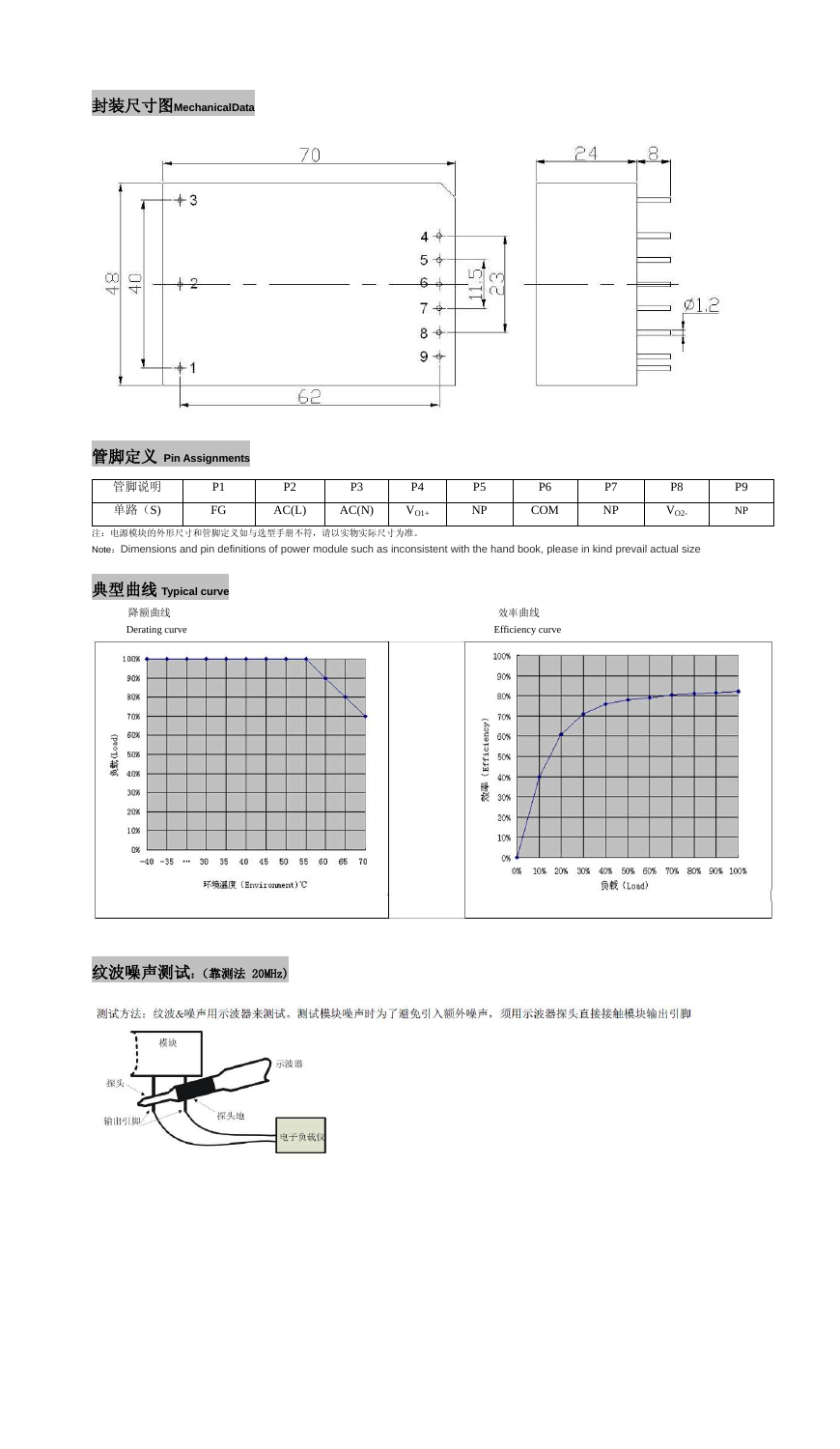## 封装尺寸图MechanicalData

70

24 8

48 40

3

2

1

4

5

6

7

8

9

11.5 23

Ø1.2

62

## 管脚定义 Pin Assignments

| 管脚说明 | P1 | P2 | P3 | P4 | P5 | P6 | P7 | P8 | P9 |
|---|---|---|---|---|---|---|---|---|---|
| 单路（S） | FG | AC(L) | AC(N) | $V_{O1+}$ | NP | COM | NP | $V_{O2-}$ | NP |

注：电源模块的外形尺寸和管脚定义如与选型手册不符，请以实物实际尺寸为准。

Note：Dimensions and pin definitions of power module such as inconsistent with the hand book, please in kind prevail actual size

## 典型曲线 Typical curve

降额曲线

Derating curve

100% 90% 80% 70% 60% 50% 40% 30% 20% 10% 0%

负载(Load)

-40 -35 ··· 30 35 40 45 50 55 60 65 70

环境温度（Environment）℃

效率曲线

Efficiency curve

100% 90% 80% 70% 60% 50% 40% 30% 20% 10% 0%

效率（Efficiency）

0% 10% 20% 30% 40% 50% 60% 70% 80% 90% 100%

负载（Load）

## 纹波噪声测试：（靠测法 20MHz）

测试方法：纹波&噪声用示波器来测试。测试模块噪声时为了避免引入额外噪声，须用示波器探头直接接触模块输出引脚

模块

示波器

探头

探头地

输出引脚

电子负载仪